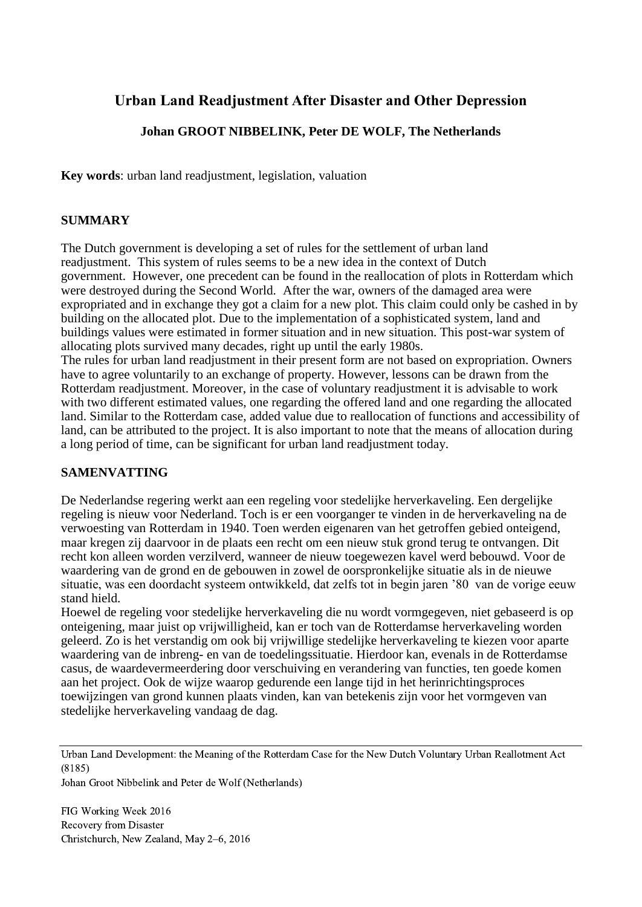# Urban Land Readjustment After Disaster and Other Depression

**Johan GROOT NIBBELINK, Peter DE WOLF, The Netherlands**

**Key words**: urban land readjustment, legislation, valuation

## SUMMARY

The Dutch government is developing a set of rules for the settlement of urban land readjustment. This system of rules seems to be a new idea in the context of Dutch government. However, one precedent can be found in the reallocation of plots in Rotterdam which were destroyed during the Second World. After the war, owners of the damaged area were expropriated and in exchange they got a claim for a new plot. This claim could only be cashed in by building on the allocated plot. Due to the implementation of a sophisticated system, land and buildings values were estimated in former situation and in new situation. This post-war system of allocating plots survived many decades, right up until the early 1980s.
The rules for urban land readjustment in their present form are not based on expropriation. Owners have to agree voluntarily to an exchange of property. However, lessons can be drawn from the Rotterdam readjustment. Moreover, in the case of voluntary readjustment it is advisable to work with two different estimated values, one regarding the offered land and one regarding the allocated land. Similar to the Rotterdam case, added value due to reallocation of functions and accessibility of land, can be attributed to the project. It is also important to note that the means of allocation during a long period of time, can be significant for urban land readjustment today.

## SAMENVATTING

De Nederlandse regering werkt aan een regeling voor stedelijke herverkaveling. Een dergelijke regeling is nieuw voor Nederland. Toch is er een voorganger te vinden in de herverkaveling na de verwoesting van Rotterdam in 1940. Toen werden eigenaren van het getroffen gebied onteigend, maar kregen zij daarvoor in de plaats een recht om een nieuw stuk grond terug te ontvangen. Dit recht kon alleen worden verzilverd, wanneer de nieuw toegewezen kavel werd bebouwd. Voor de waardering van de grond en de gebouwen in zowel de oorspronkelijke situatie als in de nieuwe situatie, was een doordacht systeem ontwikkeld, dat zelfs tot in begin jaren '80 van de vorige eeuw stand hield.
Hoewel de regeling voor stedelijke herverkaveling die nu wordt vormgegeven, niet gebaseerd is op onteigening, maar juist op vrijwilligheid, kan er toch van de Rotterdamse herverkaveling worden geleerd. Zo is het verstandig om ook bij vrijwillige stedelijke herverkaveling te kiezen voor aparte waardering van de inbreng- en van de toedelingssituatie. Hierdoor kan, evenals in de Rotterdamse casus, de waardevermeerdering door verschuiving en verandering van functies, ten goede komen aan het project. Ook de wijze waarop gedurende een lange tijd in het herinrichtingsproces toewijzingen van grond kunnen plaats vinden, kan van betekenis zijn voor het vormgeven van stedelijke herverkaveling vandaag de dag.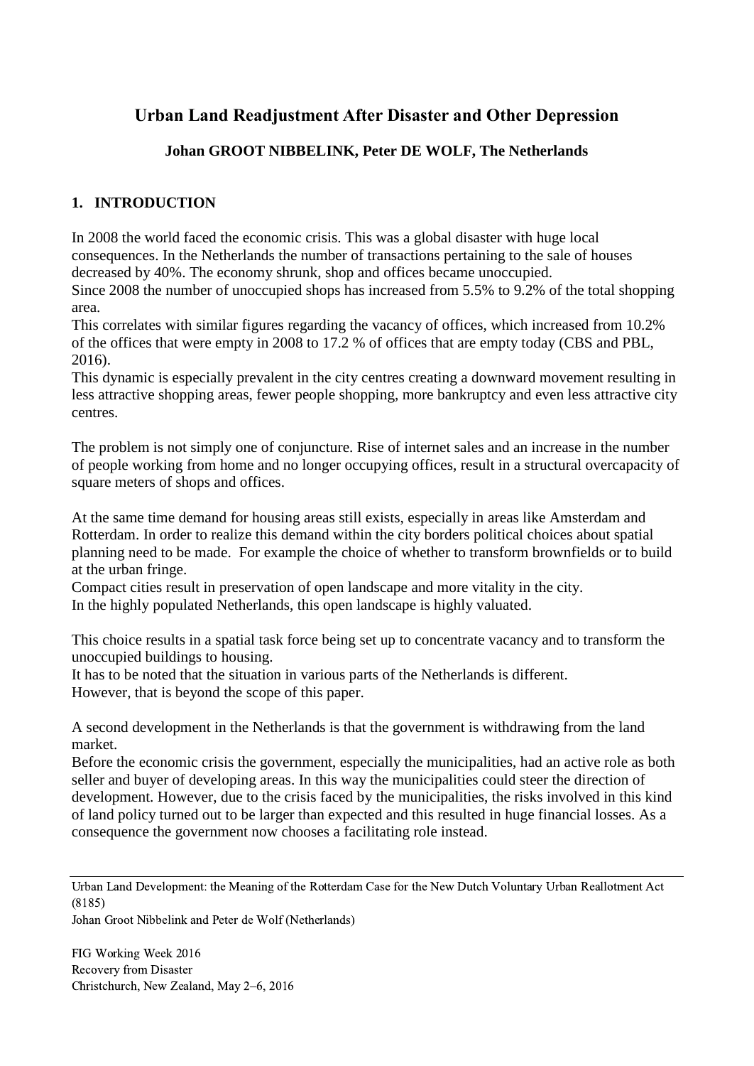# Urban Land Readjustment After Disaster and Other Depression

**Johan GROOT NIBBELINK, Peter DE WOLF, The Netherlands**

## 1. INTRODUCTION

In 2008 the world faced the economic crisis. This was a global disaster with huge local consequences. In the Netherlands the number of transactions pertaining to the sale of houses decreased by 40%. The economy shrunk, shop and offices became unoccupied.
Since 2008 the number of unoccupied shops has increased from 5.5% to 9.2% of the total shopping area.
This correlates with similar figures regarding the vacancy of offices, which increased from 10.2% of the offices that were empty in 2008 to 17.2 % of offices that are empty today (CBS and PBL, 2016).
This dynamic is especially prevalent in the city centres creating a downward movement resulting in less attractive shopping areas, fewer people shopping, more bankruptcy and even less attractive city centres.

The problem is not simply one of conjuncture. Rise of internet sales and an increase in the number of people working from home and no longer occupying offices, result in a structural overcapacity of square meters of shops and offices.

At the same time demand for housing areas still exists, especially in areas like Amsterdam and Rotterdam. In order to realize this demand within the city borders political choices about spatial planning need to be made. For example the choice of whether to transform brownfields or to build at the urban fringe.
Compact cities result in preservation of open landscape and more vitality in the city.
In the highly populated Netherlands, this open landscape is highly valuated.

This choice results in a spatial task force being set up to concentrate vacancy and to transform the unoccupied buildings to housing.
It has to be noted that the situation in various parts of the Netherlands is different.
However, that is beyond the scope of this paper.

A second development in the Netherlands is that the government is withdrawing from the land market.
Before the economic crisis the government, especially the municipalities, had an active role as both seller and buyer of developing areas. In this way the municipalities could steer the direction of development. However, due to the crisis faced by the municipalities, the risks involved in this kind of land policy turned out to be larger than expected and this resulted in huge financial losses. As a consequence the government now chooses a facilitating role instead.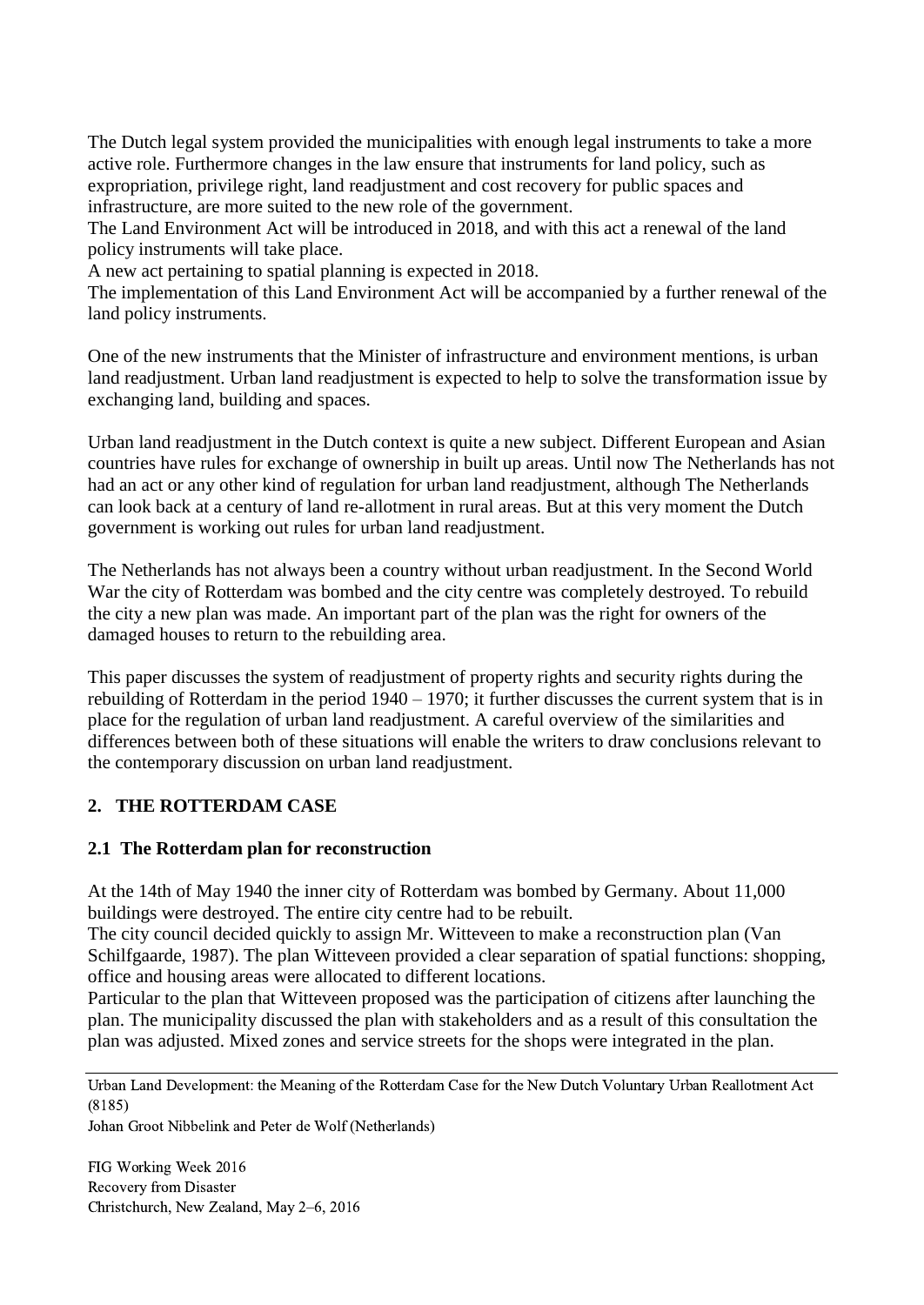The Dutch legal system provided the municipalities with enough legal instruments to take a more active role. Furthermore changes in the law ensure that instruments for land policy, such as expropriation, privilege right, land readjustment and cost recovery for public spaces and infrastructure, are more suited to the new role of the government.
The Land Environment Act will be introduced in 2018, and with this act a renewal of the land policy instruments will take place.
A new act pertaining to spatial planning is expected in 2018.
The implementation of this Land Environment Act will be accompanied by a further renewal of the land policy instruments.

One of the new instruments that the Minister of infrastructure and environment mentions, is urban land readjustment. Urban land readjustment is expected to help to solve the transformation issue by exchanging land, building and spaces.

Urban land readjustment in the Dutch context is quite a new subject. Different European and Asian countries have rules for exchange of ownership in built up areas. Until now The Netherlands has not had an act or any other kind of regulation for urban land readjustment, although The Netherlands can look back at a century of land re-allotment in rural areas. But at this very moment the Dutch government is working out rules for urban land readjustment.

The Netherlands has not always been a country without urban readjustment. In the Second World War the city of Rotterdam was bombed and the city centre was completely destroyed. To rebuild the city a new plan was made. An important part of the plan was the right for owners of the damaged houses to return to the rebuilding area.

This paper discusses the system of readjustment of property rights and security rights during the rebuilding of Rotterdam in the period 1940 – 1970; it further discusses the current system that is in place for the regulation of urban land readjustment. A careful overview of the similarities and differences between both of these situations will enable the writers to draw conclusions relevant to the contemporary discussion on urban land readjustment.

## 2. THE ROTTERDAM CASE

### 2.1 The Rotterdam plan for reconstruction

At the 14th of May 1940 the inner city of Rotterdam was bombed by Germany. About 11,000 buildings were destroyed. The entire city centre had to be rebuilt.
The city council decided quickly to assign Mr. Witteveen to make a reconstruction plan (Van Schilfgaarde, 1987). The plan Witteveen provided a clear separation of spatial functions: shopping, office and housing areas were allocated to different locations.
Particular to the plan that Witteveen proposed was the participation of citizens after launching the plan. The municipality discussed the plan with stakeholders and as a result of this consultation the plan was adjusted. Mixed zones and service streets for the shops were integrated in the plan.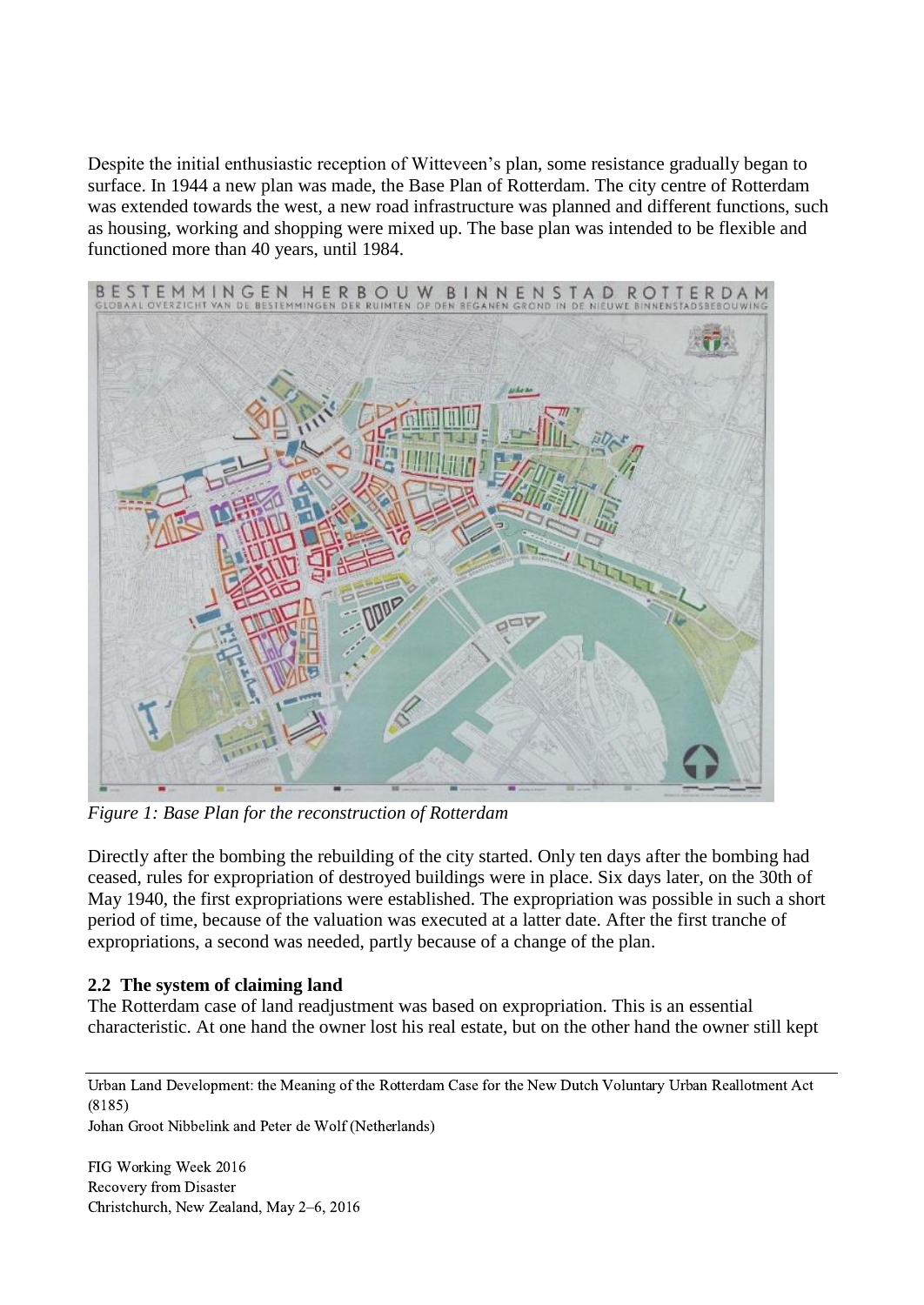Despite the initial enthusiastic reception of Witteveen's plan, some resistance gradually began to surface. In 1944 a new plan was made, the Base Plan of Rotterdam. The city centre of Rotterdam was extended towards the west, a new road infrastructure was planned and different functions, such as housing, working and shopping were mixed up. The base plan was intended to be flexible and functioned more than 40 years, until 1984.

*Figure 1: Base Plan for the reconstruction of Rotterdam*

Directly after the bombing the rebuilding of the city started. Only ten days after the bombing had ceased, rules for expropriation of destroyed buildings were in place. Six days later, on the 30th of May 1940, the first expropriations were established. The expropriation was possible in such a short period of time, because of the valuation was executed at a latter date. After the first tranche of expropriations, a second was needed, partly because of a change of the plan.

## 2.2 The system of claiming land

The Rotterdam case of land readjustment was based on expropriation. This is an essential characteristic. At one hand the owner lost his real estate, but on the other hand the owner still kept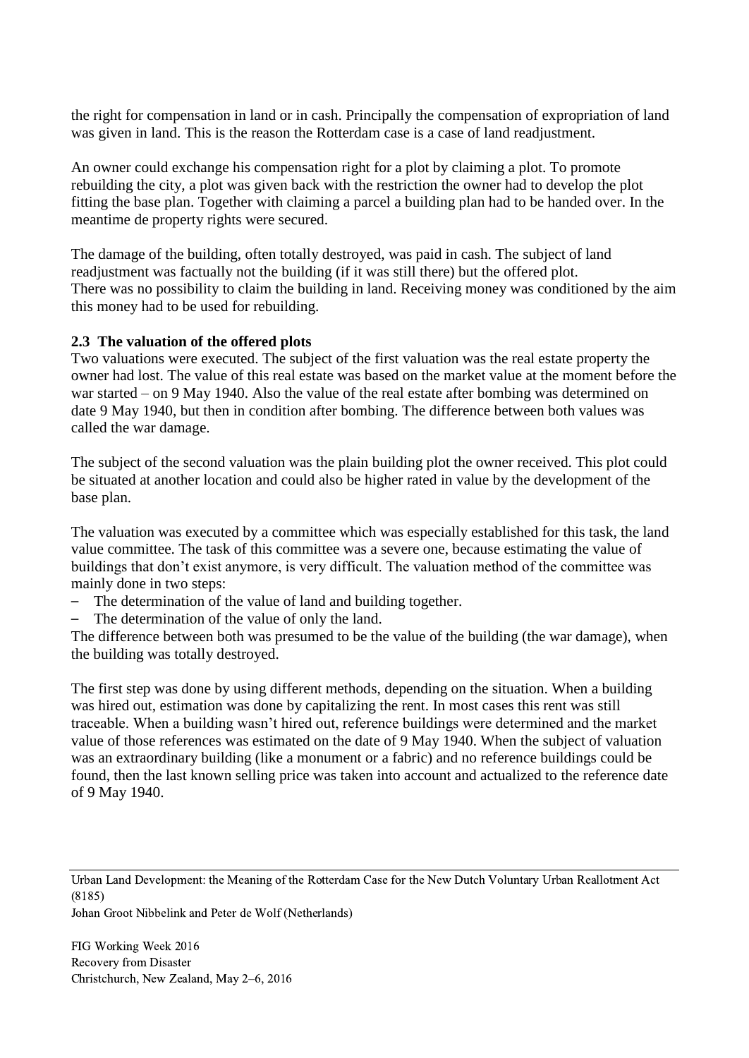the right for compensation in land or in cash. Principally the compensation of expropriation of land was given in land. This is the reason the Rotterdam case is a case of land readjustment.

An owner could exchange his compensation right for a plot by claiming a plot. To promote rebuilding the city, a plot was given back with the restriction the owner had to develop the plot fitting the base plan. Together with claiming a parcel a building plan had to be handed over. In the meantime de property rights were secured.

The damage of the building, often totally destroyed, was paid in cash. The subject of land readjustment was factually not the building (if it was still there) but the offered plot. There was no possibility to claim the building in land. Receiving money was conditioned by the aim this money had to be used for rebuilding.

### 2.3 The valuation of the offered plots

Two valuations were executed. The subject of the first valuation was the real estate property the owner had lost. The value of this real estate was based on the market value at the moment before the war started – on 9 May 1940. Also the value of the real estate after bombing was determined on date 9 May 1940, but then in condition after bombing. The difference between both values was called the war damage.

The subject of the second valuation was the plain building plot the owner received. This plot could be situated at another location and could also be higher rated in value by the development of the base plan.

The valuation was executed by a committee which was especially established for this task, the land value committee. The task of this committee was a severe one, because estimating the value of buildings that don't exist anymore, is very difficult. The valuation method of the committee was mainly done in two steps:

- The determination of the value of land and building together.
- The determination of the value of only the land.

The difference between both was presumed to be the value of the building (the war damage), when the building was totally destroyed.

The first step was done by using different methods, depending on the situation. When a building was hired out, estimation was done by capitalizing the rent. In most cases this rent was still traceable. When a building wasn't hired out, reference buildings were determined and the market value of those references was estimated on the date of 9 May 1940. When the subject of valuation was an extraordinary building (like a monument or a fabric) and no reference buildings could be found, then the last known selling price was taken into account and actualized to the reference date of 9 May 1940.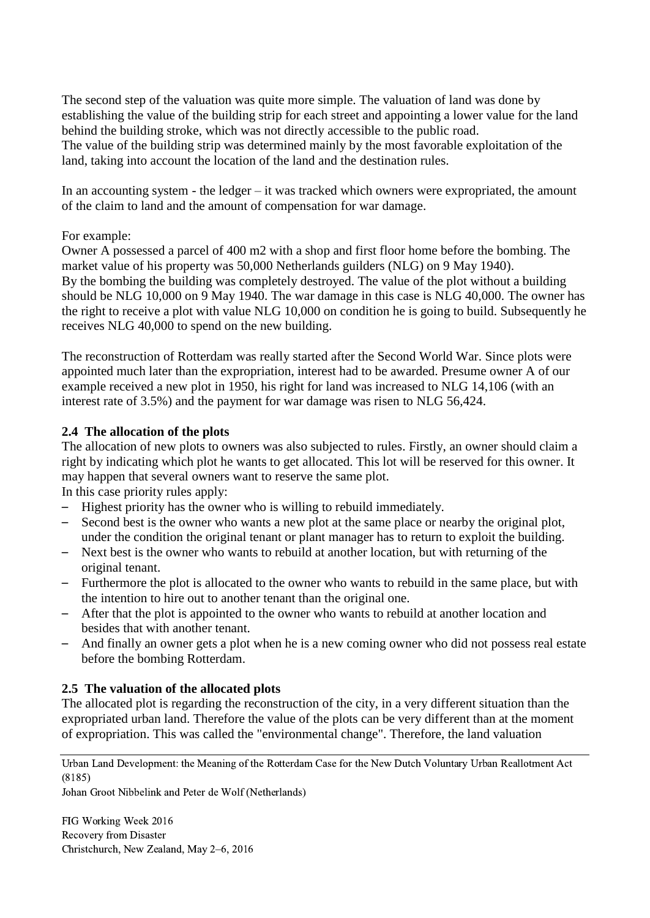The second step of the valuation was quite more simple. The valuation of land was done by establishing the value of the building strip for each street and appointing a lower value for the land behind the building stroke, which was not directly accessible to the public road.
The value of the building strip was determined mainly by the most favorable exploitation of the land, taking into account the location of the land and the destination rules.

In an accounting system - the ledger – it was tracked which owners were expropriated, the amount of the claim to land and the amount of compensation for war damage.

For example:
Owner A possessed a parcel of 400 m2 with a shop and first floor home before the bombing. The market value of his property was 50,000 Netherlands guilders (NLG) on 9 May 1940).
By the bombing the building was completely destroyed. The value of the plot without a building should be NLG 10,000 on 9 May 1940. The war damage in this case is NLG 40,000. The owner has the right to receive a plot with value NLG 10,000 on condition he is going to build. Subsequently he receives NLG 40,000 to spend on the new building.

The reconstruction of Rotterdam was really started after the Second World War. Since plots were appointed much later than the expropriation, interest had to be awarded. Presume owner A of our example received a new plot in 1950, his right for land was increased to NLG 14,106 (with an interest rate of 3.5%) and the payment for war damage was risen to NLG 56,424.

### 2.4 The allocation of the plots

The allocation of new plots to owners was also subjected to rules. Firstly, an owner should claim a right by indicating which plot he wants to get allocated. This lot will be reserved for this owner. It may happen that several owners want to reserve the same plot.
In this case priority rules apply:

- Highest priority has the owner who is willing to rebuild immediately.
- Second best is the owner who wants a new plot at the same place or nearby the original plot, under the condition the original tenant or plant manager has to return to exploit the building.
- Next best is the owner who wants to rebuild at another location, but with returning of the original tenant.
- Furthermore the plot is allocated to the owner who wants to rebuild in the same place, but with the intention to hire out to another tenant than the original one.
- After that the plot is appointed to the owner who wants to rebuild at another location and besides that with another tenant.
- And finally an owner gets a plot when he is a new coming owner who did not possess real estate before the bombing Rotterdam.

### 2.5 The valuation of the allocated plots

The allocated plot is regarding the reconstruction of the city, in a very different situation than the expropriated urban land. Therefore the value of the plots can be very different than at the moment of expropriation. This was called the "environmental change". Therefore, the land valuation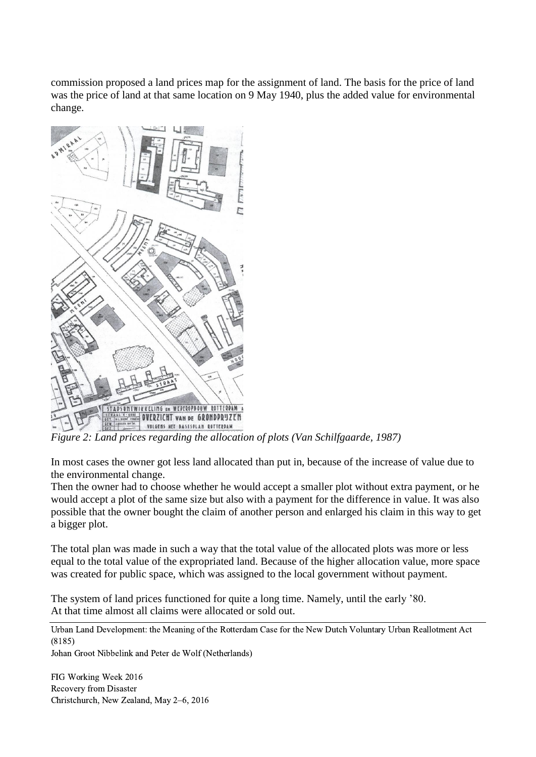commission proposed a land prices map for the assignment of land. The basis for the price of land was the price of land at that same location on 9 May 1940, plus the added value for environmental change.

*Figure 2: Land prices regarding the allocation of plots (Van Schilfgaarde, 1987)*

In most cases the owner got less land allocated than put in, because of the increase of value due to the environmental change.
Then the owner had to choose whether he would accept a smaller plot without extra payment, or he would accept a plot of the same size but also with a payment for the difference in value. It was also possible that the owner bought the claim of another person and enlarged his claim in this way to get a bigger plot.

The total plan was made in such a way that the total value of the allocated plots was more or less equal to the total value of the expropriated land. Because of the higher allocation value, more space was created for public space, which was assigned to the local government without payment.

The system of land prices functioned for quite a long time. Namely, until the early '80.
At that time almost all claims were allocated or sold out.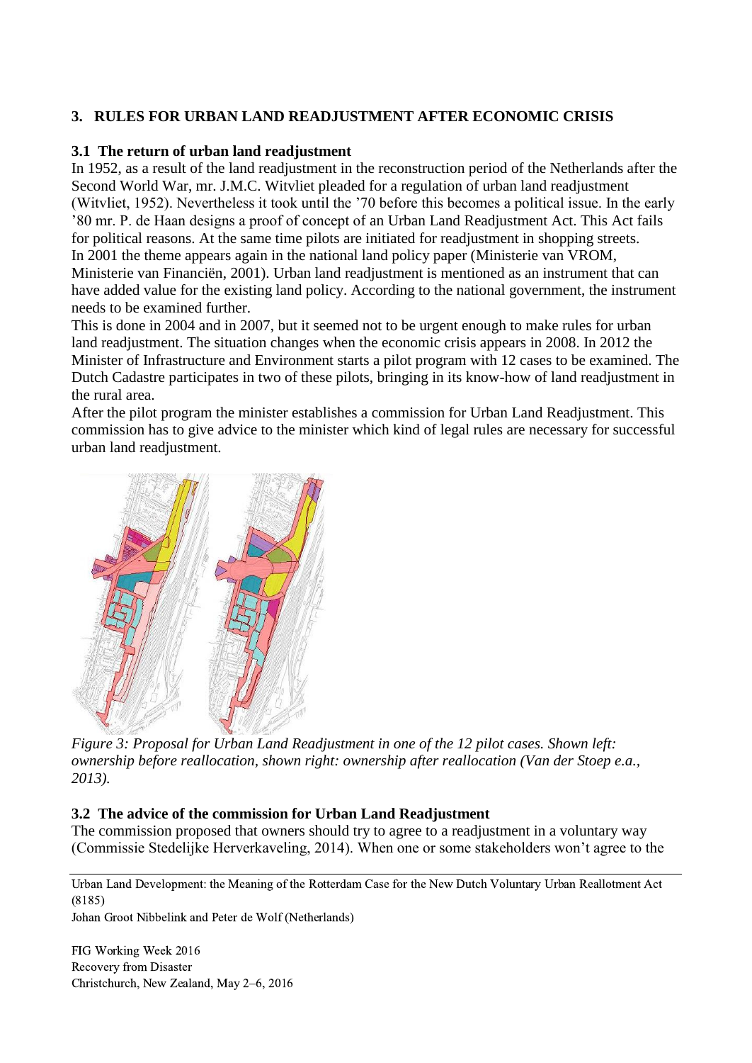## 3. RULES FOR URBAN LAND READJUSTMENT AFTER ECONOMIC CRISIS

### 3.1 The return of urban land readjustment

In 1952, as a result of the land readjustment in the reconstruction period of the Netherlands after the Second World War, mr. J.M.C. Witvliet pleaded for a regulation of urban land readjustment (Witvliet, 1952). Nevertheless it took until the '70 before this becomes a political issue. In the early '80 mr. P. de Haan designs a proof of concept of an Urban Land Readjustment Act. This Act fails for political reasons. At the same time pilots are initiated for readjustment in shopping streets.
In 2001 the theme appears again in the national land policy paper (Ministerie van VROM, Ministerie van Financiën, 2001). Urban land readjustment is mentioned as an instrument that can have added value for the existing land policy. According to the national government, the instrument needs to be examined further.
This is done in 2004 and in 2007, but it seemed not to be urgent enough to make rules for urban land readjustment. The situation changes when the economic crisis appears in 2008. In 2012 the Minister of Infrastructure and Environment starts a pilot program with 12 cases to be examined. The Dutch Cadastre participates in two of these pilots, bringing in its know-how of land readjustment in the rural area.
After the pilot program the minister establishes a commission for Urban Land Readjustment. This commission has to give advice to the minister which kind of legal rules are necessary for successful urban land readjustment.

*Figure 3: Proposal for Urban Land Readjustment in one of the 12 pilot cases. Shown left: ownership before reallocation, shown right: ownership after reallocation (Van der Stoep e.a., 2013).*

### 3.2 The advice of the commission for Urban Land Readjustment

The commission proposed that owners should try to agree to a readjustment in a voluntary way (Commissie Stedelijke Herverkaveling, 2014). When one or some stakeholders won't agree to the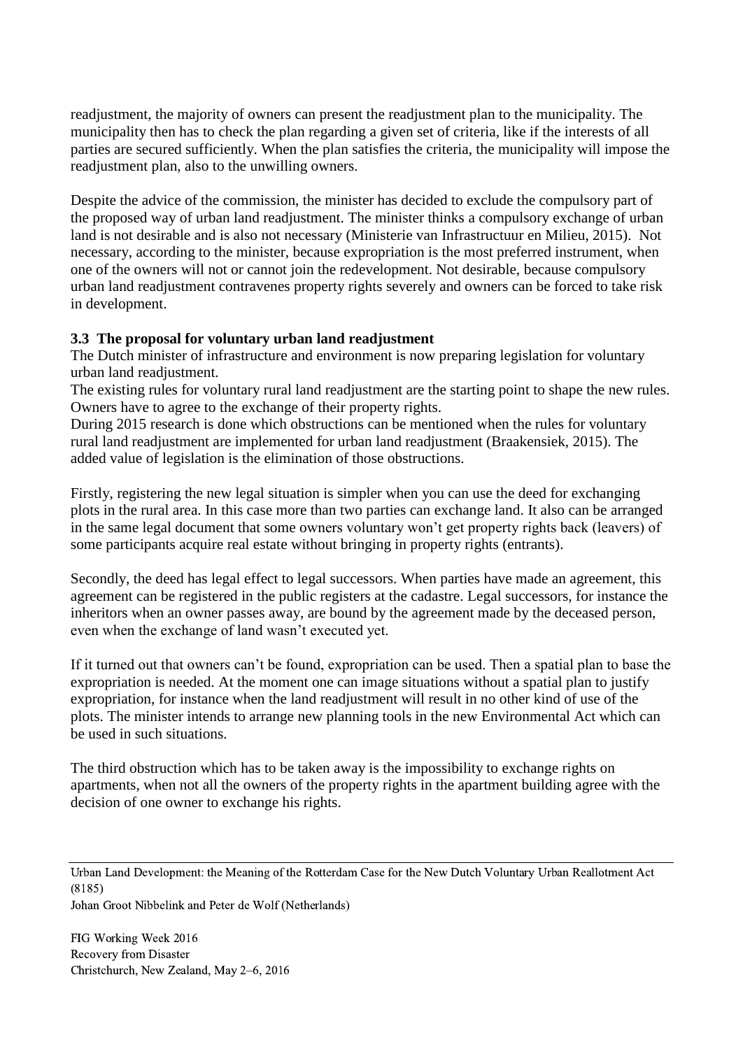readjustment, the majority of owners can present the readjustment plan to the municipality. The municipality then has to check the plan regarding a given set of criteria, like if the interests of all parties are secured sufficiently. When the plan satisfies the criteria, the municipality will impose the readjustment plan, also to the unwilling owners.

Despite the advice of the commission, the minister has decided to exclude the compulsory part of the proposed way of urban land readjustment. The minister thinks a compulsory exchange of urban land is not desirable and is also not necessary (Ministerie van Infrastructuur en Milieu, 2015). Not necessary, according to the minister, because expropriation is the most preferred instrument, when one of the owners will not or cannot join the redevelopment. Not desirable, because compulsory urban land readjustment contravenes property rights severely and owners can be forced to take risk in development.

### 3.3 The proposal for voluntary urban land readjustment

The Dutch minister of infrastructure and environment is now preparing legislation for voluntary urban land readjustment.

The existing rules for voluntary rural land readjustment are the starting point to shape the new rules. Owners have to agree to the exchange of their property rights.

During 2015 research is done which obstructions can be mentioned when the rules for voluntary rural land readjustment are implemented for urban land readjustment (Braakensiek, 2015). The added value of legislation is the elimination of those obstructions.

Firstly, registering the new legal situation is simpler when you can use the deed for exchanging plots in the rural area. In this case more than two parties can exchange land. It also can be arranged in the same legal document that some owners voluntary won't get property rights back (leavers) of some participants acquire real estate without bringing in property rights (entrants).

Secondly, the deed has legal effect to legal successors. When parties have made an agreement, this agreement can be registered in the public registers at the cadastre. Legal successors, for instance the inheritors when an owner passes away, are bound by the agreement made by the deceased person, even when the exchange of land wasn't executed yet.

If it turned out that owners can't be found, expropriation can be used. Then a spatial plan to base the expropriation is needed. At the moment one can image situations without a spatial plan to justify expropriation, for instance when the land readjustment will result in no other kind of use of the plots. The minister intends to arrange new planning tools in the new Environmental Act which can be used in such situations.

The third obstruction which has to be taken away is the impossibility to exchange rights on apartments, when not all the owners of the property rights in the apartment building agree with the decision of one owner to exchange his rights.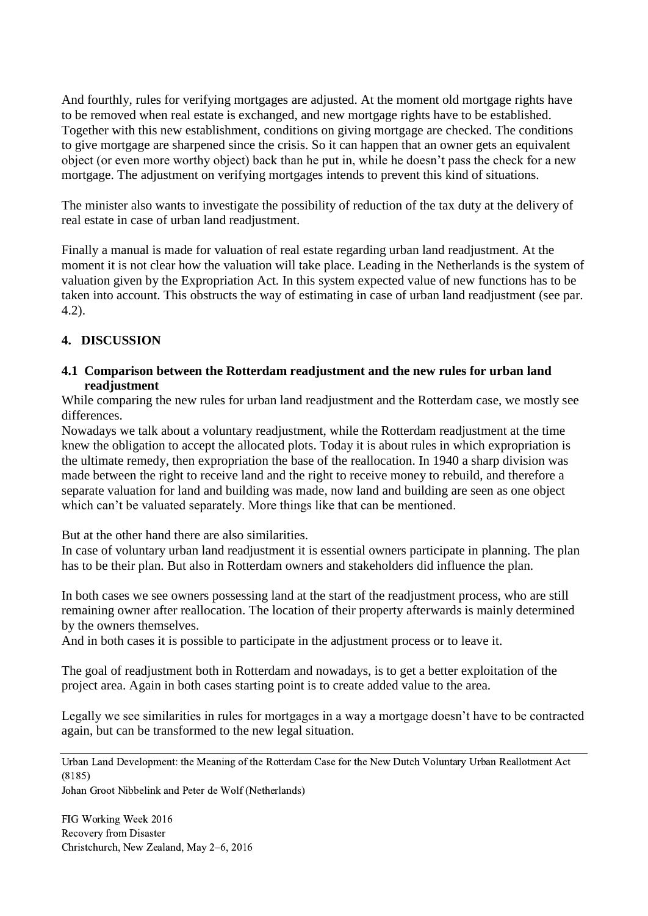And fourthly, rules for verifying mortgages are adjusted. At the moment old mortgage rights have to be removed when real estate is exchanged, and new mortgage rights have to be established. Together with this new establishment, conditions on giving mortgage are checked. The conditions to give mortgage are sharpened since the crisis. So it can happen that an owner gets an equivalent object (or even more worthy object) back than he put in, while he doesn't pass the check for a new mortgage. The adjustment on verifying mortgages intends to prevent this kind of situations.

The minister also wants to investigate the possibility of reduction of the tax duty at the delivery of real estate in case of urban land readjustment.

Finally a manual is made for valuation of real estate regarding urban land readjustment. At the moment it is not clear how the valuation will take place. Leading in the Netherlands is the system of valuation given by the Expropriation Act. In this system expected value of new functions has to be taken into account. This obstructs the way of estimating in case of urban land readjustment (see par. 4.2).

## 4. DISCUSSION

### 4.1 Comparison between the Rotterdam readjustment and the new rules for urban land readjustment

While comparing the new rules for urban land readjustment and the Rotterdam case, we mostly see differences.
Nowadays we talk about a voluntary readjustment, while the Rotterdam readjustment at the time knew the obligation to accept the allocated plots. Today it is about rules in which expropriation is the ultimate remedy, then expropriation the base of the reallocation. In 1940 a sharp division was made between the right to receive land and the right to receive money to rebuild, and therefore a separate valuation for land and building was made, now land and building are seen as one object which can't be valuated separately. More things like that can be mentioned.

But at the other hand there are also similarities.
In case of voluntary urban land readjustment it is essential owners participate in planning. The plan has to be their plan. But also in Rotterdam owners and stakeholders did influence the plan.

In both cases we see owners possessing land at the start of the readjustment process, who are still remaining owner after reallocation. The location of their property afterwards is mainly determined by the owners themselves.
And in both cases it is possible to participate in the adjustment process or to leave it.

The goal of readjustment both in Rotterdam and nowadays, is to get a better exploitation of the project area. Again in both cases starting point is to create added value to the area.

Legally we see similarities in rules for mortgages in a way a mortgage doesn't have to be contracted again, but can be transformed to the new legal situation.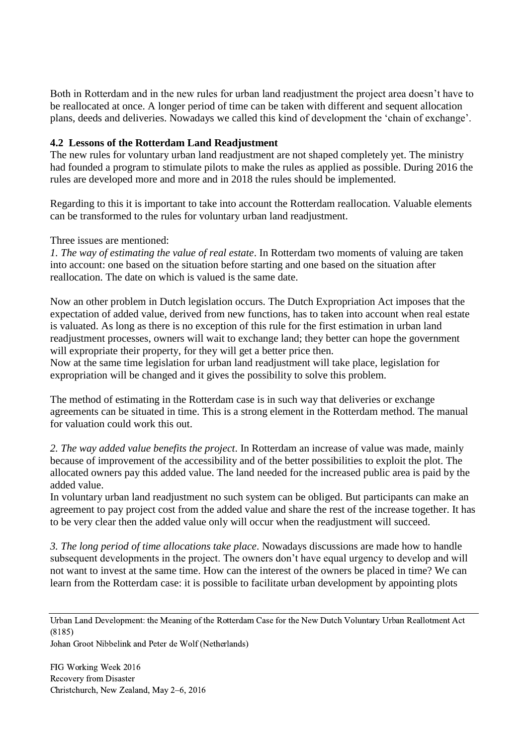Both in Rotterdam and in the new rules for urban land readjustment the project area doesn't have to be reallocated at once. A longer period of time can be taken with different and sequent allocation plans, deeds and deliveries. Nowadays we called this kind of development the 'chain of exchange'.

### 4.2 Lessons of the Rotterdam Land Readjustment

The new rules for voluntary urban land readjustment are not shaped completely yet. The ministry had founded a program to stimulate pilots to make the rules as applied as possible. During 2016 the rules are developed more and more and in 2018 the rules should be implemented.

Regarding to this it is important to take into account the Rotterdam reallocation. Valuable elements can be transformed to the rules for voluntary urban land readjustment.

Three issues are mentioned:

*1. The way of estimating the value of real estate*. In Rotterdam two moments of valuing are taken into account: one based on the situation before starting and one based on the situation after reallocation. The date on which is valued is the same date.

Now an other problem in Dutch legislation occurs. The Dutch Expropriation Act imposes that the expectation of added value, derived from new functions, has to taken into account when real estate is valuated. As long as there is no exception of this rule for the first estimation in urban land readjustment processes, owners will wait to exchange land; they better can hope the government will expropriate their property, for they will get a better price then.
Now at the same time legislation for urban land readjustment will take place, legislation for expropriation will be changed and it gives the possibility to solve this problem.

The method of estimating in the Rotterdam case is in such way that deliveries or exchange agreements can be situated in time. This is a strong element in the Rotterdam method. The manual for valuation could work this out.

*2. The way added value benefits the project*. In Rotterdam an increase of value was made, mainly because of improvement of the accessibility and of the better possibilities to exploit the plot. The allocated owners pay this added value. The land needed for the increased public area is paid by the added value.
In voluntary urban land readjustment no such system can be obliged. But participants can make an agreement to pay project cost from the added value and share the rest of the increase together. It has to be very clear then the added value only will occur when the readjustment will succeed.

*3. The long period of time allocations take place*. Nowadays discussions are made how to handle subsequent developments in the project. The owners don't have equal urgency to develop and will not want to invest at the same time. How can the interest of the owners be placed in time? We can learn from the Rotterdam case: it is possible to facilitate urban development by appointing plots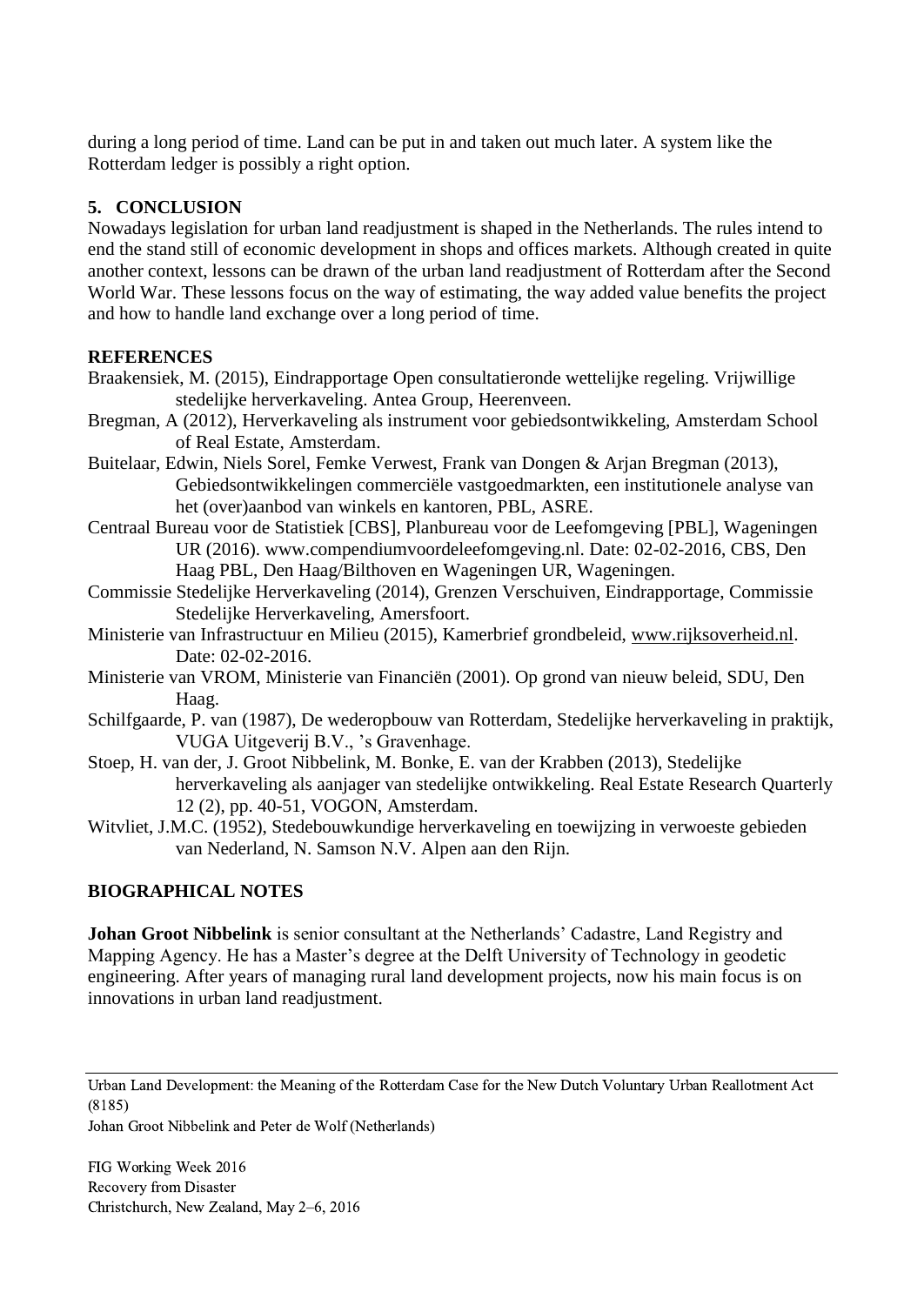during a long period of time. Land can be put in and taken out much later. A system like the Rotterdam ledger is possibly a right option.

## 5. CONCLUSION

Nowadays legislation for urban land readjustment is shaped in the Netherlands. The rules intend to end the stand still of economic development in shops and offices markets. Although created in quite another context, lessons can be drawn of the urban land readjustment of Rotterdam after the Second World War. These lessons focus on the way of estimating, the way added value benefits the project and how to handle land exchange over a long period of time.

## REFERENCES

Braakensiek, M. (2015), Eindrapportage Open consultatieronde wettelijke regeling. Vrijwillige stedelijke herverkaveling. Antea Group, Heerenveen.

Bregman, A (2012), Herverkaveling als instrument voor gebiedsontwikkeling, Amsterdam School of Real Estate, Amsterdam.

Buitelaar, Edwin, Niels Sorel, Femke Verwest, Frank van Dongen & Arjan Bregman (2013), Gebiedsontwikkelingen commerciële vastgoedmarkten, een institutionele analyse van het (over)aanbod van winkels en kantoren, PBL, ASRE.

Centraal Bureau voor de Statistiek [CBS], Planbureau voor de Leefomgeving [PBL], Wageningen UR (2016). www.compendiumvoordeleefomgeving.nl. Date: 02-02-2016, CBS, Den Haag PBL, Den Haag/Bilthoven en Wageningen UR, Wageningen.

Commissie Stedelijke Herverkaveling (2014), Grenzen Verschuiven, Eindrapportage, Commissie Stedelijke Herverkaveling, Amersfoort.

Ministerie van Infrastructuur en Milieu (2015), Kamerbrief grondbeleid, www.rijksoverheid.nl. Date: 02-02-2016.

Ministerie van VROM, Ministerie van Financiën (2001). Op grond van nieuw beleid, SDU, Den Haag.

Schilfgaarde, P. van (1987), De wederopbouw van Rotterdam, Stedelijke herverkaveling in praktijk, VUGA Uitgeverij B.V., 's Gravenhage.

Stoep, H. van der, J. Groot Nibbelink, M. Bonke, E. van der Krabben (2013), Stedelijke herverkaveling als aanjager van stedelijke ontwikkeling. Real Estate Research Quarterly 12 (2), pp. 40-51, VOGON, Amsterdam.

Witvliet, J.M.C. (1952), Stedebouwkundige herverkaveling en toewijzing in verwoeste gebieden van Nederland, N. Samson N.V. Alpen aan den Rijn.

## BIOGRAPHICAL NOTES

**Johan Groot Nibbelink** is senior consultant at the Netherlands' Cadastre, Land Registry and Mapping Agency. He has a Master's degree at the Delft University of Technology in geodetic engineering. After years of managing rural land development projects, now his main focus is on innovations in urban land readjustment.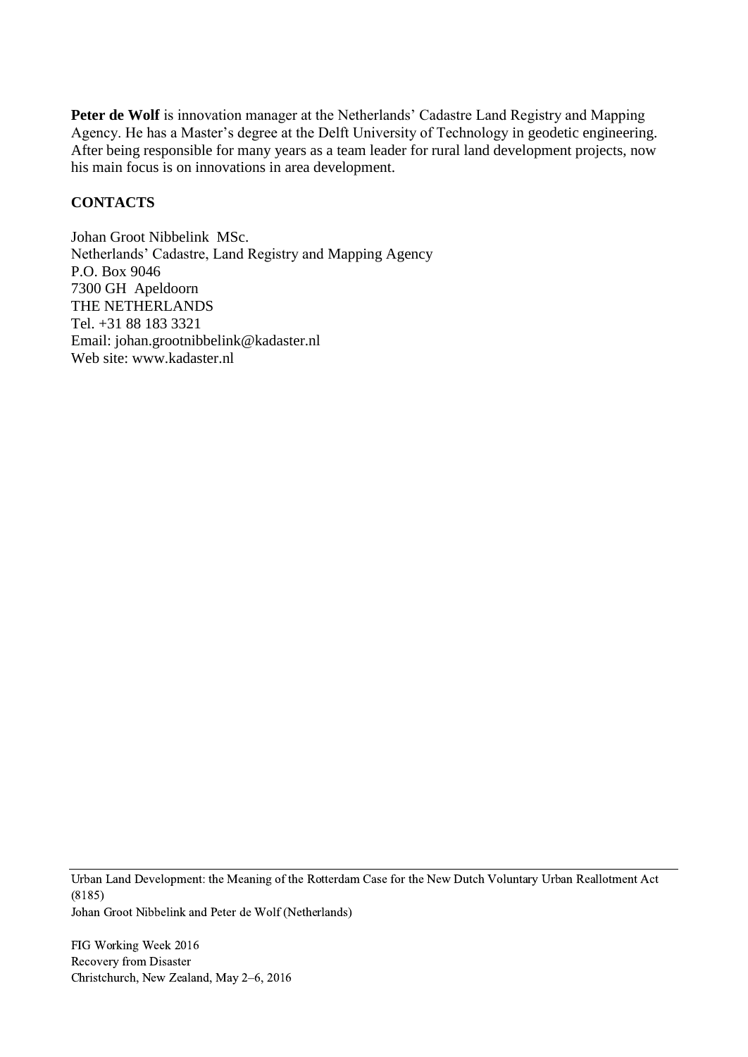**Peter de Wolf** is innovation manager at the Netherlands' Cadastre Land Registry and Mapping Agency. He has a Master's degree at the Delft University of Technology in geodetic engineering. After being responsible for many years as a team leader for rural land development projects, now his main focus is on innovations in area development.

## CONTACTS

Johan Groot Nibbelink MSc.
Netherlands' Cadastre, Land Registry and Mapping Agency
P.O. Box 9046
7300 GH Apeldoorn
THE NETHERLANDS
Tel. +31 88 183 3321
Email: johan.grootnibbelink@kadaster.nl
Web site: www.kadaster.nl